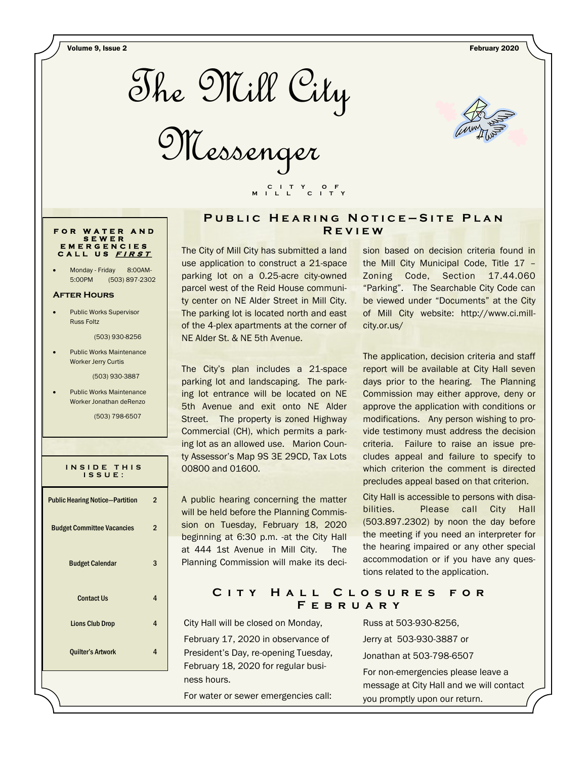# The Mill City Messenger

CITY OF MILL CITY

February 2020

### FOR WATER AND SEWER EMERGENCIES CALL US ***FIRST***

- Monday - Friday 8:00AM-5:00PM (503) 897-2302

#### After Hours

- Public Works Supervisor Russ Foltz

  (503) 930-8256

- Public Works Maintenance Worker Jerry Curtis

  (503) 930-3887

- Public Works Maintenance Worker Jonathan deRenzo

  (503) 798-6507

### INSIDE THIS ISSUE:

| | |
|---|---|
| Public Hearing Notice—Partition | 2 |
| Budget Committee Vacancies | 2 |
| Budget Calendar | 3 |
| Contact Us | 4 |
| Lions Club Drop | 4 |
| Quilter's Artwork | 4 |

## Public Hearing Notice—Site Plan Review

The City of Mill City has submitted a land use application to construct a 21-space parking lot on a 0.25-acre city-owned parcel west of the Reid House community center on NE Alder Street in Mill City. The parking lot is located north and east of the 4-plex apartments at the corner of NE Alder St. & NE 5th Avenue.

The City's plan includes a 21-space parking lot and landscaping. The parking lot entrance will be located on NE 5th Avenue and exit onto NE Alder Street. The property is zoned Highway Commercial (CH), which permits a parking lot as an allowed use. Marion County Assessor's Map 9S 3E 29CD, Tax Lots 00800 and 01600.

A public hearing concerning the matter will be held before the Planning Commission on Tuesday, February 18, 2020 beginning at 6:30 p.m. -at the City Hall at 444 1st Avenue in Mill City. The Planning Commission will make its decision based on decision criteria found in the Mill City Municipal Code, Title 17 – Zoning Code, Section 17.44.060 "Parking". The Searchable City Code can be viewed under "Documents" at the City of Mill City website: http://www.ci.mill-city.or.us/

The application, decision criteria and staff report will be available at City Hall seven days prior to the hearing. The Planning Commission may either approve, deny or approve the application with conditions or modifications. Any person wishing to provide testimony must address the decision criteria. Failure to raise an issue precludes appeal and failure to specify to which criterion the comment is directed precludes appeal based on that criterion.

City Hall is accessible to persons with disabilities. Please call City Hall (503.897.2302) by noon the day before the meeting if you need an interpreter for the hearing impaired or any other special accommodation or if you have any questions related to the application.

## City Hall Closures for February

City Hall will be closed on Monday, February 17, 2020 in observance of President's Day, re-opening Tuesday, February 18, 2020 for regular business hours.

For water or sewer emergencies call:

Russ at 503-930-8256,

Jerry at 503-930-3887 or

Jonathan at 503-798-6507

For non-emergencies please leave a message at City Hall and we will contact you promptly upon our return.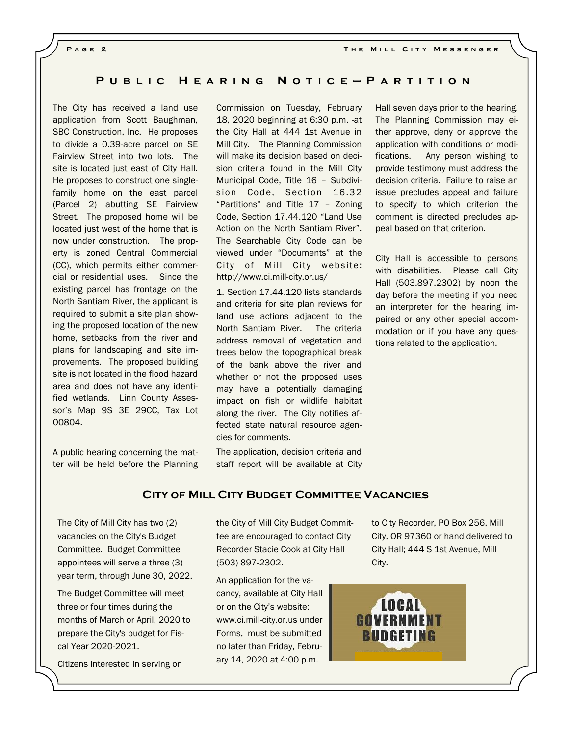## Public Hearing Notice—Partition

The City has received a land use application from Scott Baughman, SBC Construction, Inc. He proposes to divide a 0.39-acre parcel on SE Fairview Street into two lots. The site is located just east of City Hall. He proposes to construct one single-family home on the east parcel (Parcel 2) abutting SE Fairview Street. The proposed home will be located just west of the home that is now under construction. The property is zoned Central Commercial (CC), which permits either commercial or residential uses. Since the existing parcel has frontage on the North Santiam River, the applicant is required to submit a site plan showing the proposed location of the new home, setbacks from the river and plans for landscaping and site improvements. The proposed building site is not located in the flood hazard area and does not have any identified wetlands. Linn County Assessor's Map 9S 3E 29CC, Tax Lot 00804.

A public hearing concerning the matter will be held before the Planning Commission on Tuesday, February 18, 2020 beginning at 6:30 p.m. -at the City Hall at 444 1st Avenue in Mill City. The Planning Commission will make its decision based on decision criteria found in the Mill City Municipal Code, Title 16 – Subdivision Code, Section 16.32 "Partitions" and Title 17 – Zoning Code, Section 17.44.120 "Land Use Action on the North Santiam River". The Searchable City Code can be viewed under "Documents" at the City of Mill City website: http://www.ci.mill-city.or.us/

1. Section 17.44.120 lists standards and criteria for site plan reviews for land use actions adjacent to the North Santiam River. The criteria address removal of vegetation and trees below the topographical break of the bank above the river and whether or not the proposed uses may have a potentially damaging impact on fish or wildlife habitat along the river. The City notifies affected state natural resource agencies for comments.

The application, decision criteria and staff report will be available at City Hall seven days prior to the hearing. The Planning Commission may either approve, deny or approve the application with conditions or modifications. Any person wishing to provide testimony must address the decision criteria. Failure to raise an issue precludes appeal and failure to specify to which criterion the comment is directed precludes appeal based on that criterion.

City Hall is accessible to persons with disabilities. Please call City Hall (503.897.2302) by noon the day before the meeting if you need an interpreter for the hearing impaired or any other special accommodation or if you have any questions related to the application.

## City of Mill City Budget Committee Vacancies

The City of Mill City has two (2) vacancies on the City's Budget Committee. Budget Committee appointees will serve a three (3) year term, through June 30, 2022.

The Budget Committee will meet three or four times during the months of March or April, 2020 to prepare the City's budget for Fiscal Year 2020-2021.

Citizens interested in serving on the City of Mill City Budget Committee are encouraged to contact City Recorder Stacie Cook at City Hall (503) 897-2302.

An application for the vacancy, available at City Hall or on the City's website: www.ci.mill-city.or.us under Forms, must be submitted no later than Friday, February 14, 2020 at 4:00 p.m. to City Recorder, PO Box 256, Mill City, OR 97360 or hand delivered to City Hall; 444 S 1st Avenue, Mill City.

LOCAL GOVERNMENT BUDGETING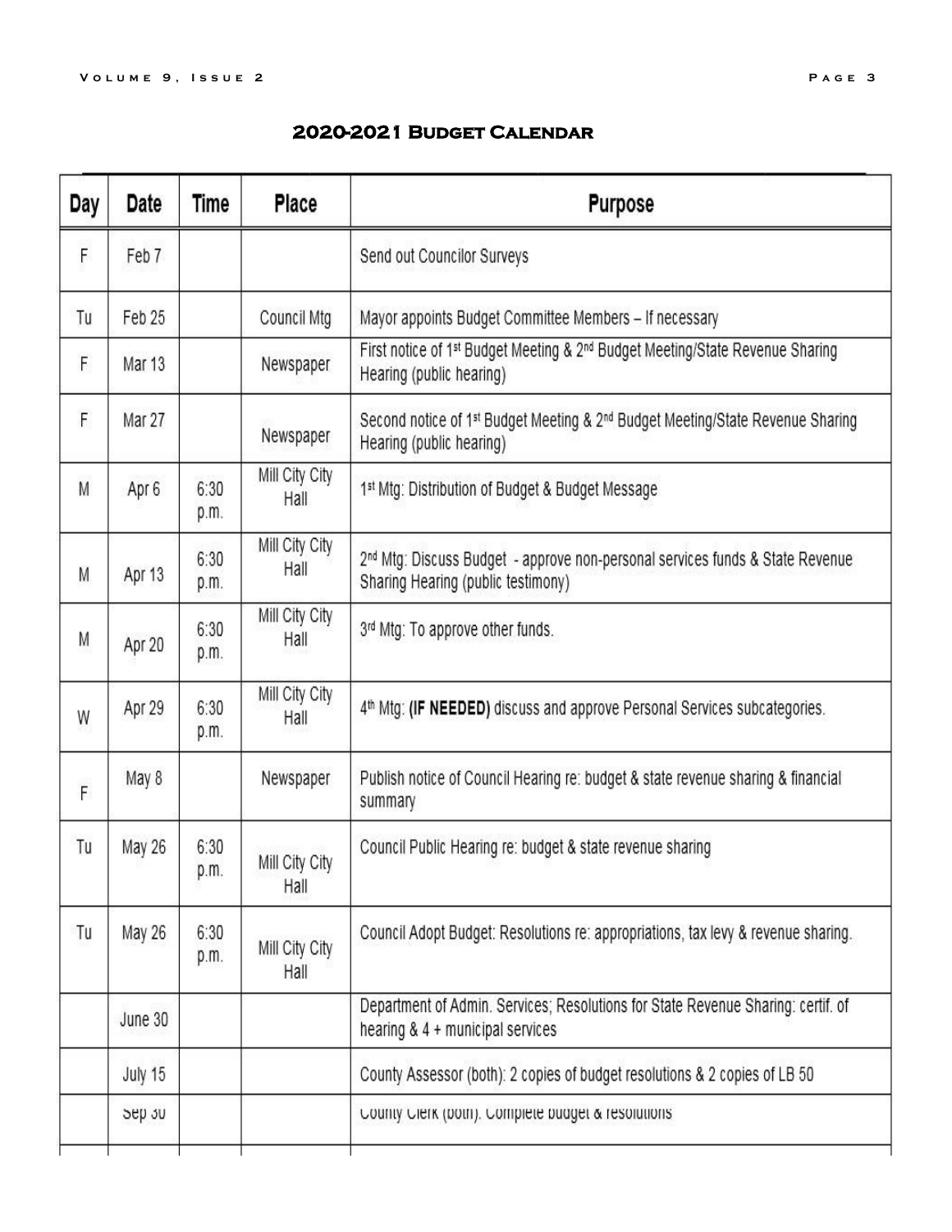## 2020-2021 Budget Calendar

| Day | Date | Time | Place | Purpose |
|---|---|---|---|---|
| F | Feb 7 | | | Send out Councilor Surveys |
| Tu | Feb 25 | | Council Mtg | Mayor appoints Budget Committee Members – If necessary |
| F | Mar 13 | | Newspaper | First notice of 1st Budget Meeting & 2nd Budget Meeting/State Revenue Sharing Hearing (public hearing) |
| F | Mar 27 | | Newspaper | Second notice of 1st Budget Meeting & 2nd Budget Meeting/State Revenue Sharing Hearing (public hearing) |
| M | Apr 6 | 6:30 p.m. | Mill City City Hall | 1st Mtg: Distribution of Budget & Budget Message |
| M | Apr 13 | 6:30 p.m. | Mill City City Hall | 2nd Mtg: Discuss Budget - approve non-personal services funds & State Revenue Sharing Hearing (public testimony) |
| M | Apr 20 | 6:30 p.m. | Mill City City Hall | 3rd Mtg: To approve other funds. |
| W | Apr 29 | 6:30 p.m. | Mill City City Hall | 4th Mtg: **(IF NEEDED)** discuss and approve Personal Services subcategories. |
| F | May 8 | | Newspaper | Publish notice of Council Hearing re: budget & state revenue sharing & financial summary |
| Tu | May 26 | 6:30 p.m. | Mill City City Hall | Council Public Hearing re: budget & state revenue sharing |
| Tu | May 26 | 6:30 p.m. | Mill City City Hall | Council Adopt Budget: Resolutions re: appropriations, tax levy & revenue sharing. |
| | June 30 | | | Department of Admin. Services; Resolutions for State Revenue Sharing: certif. of hearing & 4 + municipal services |
| | July 15 | | | County Assessor (both): 2 copies of budget resolutions & 2 copies of LB 50 |
| | Sep 30 | | | County Clerk (both): Complete budget & resolutions |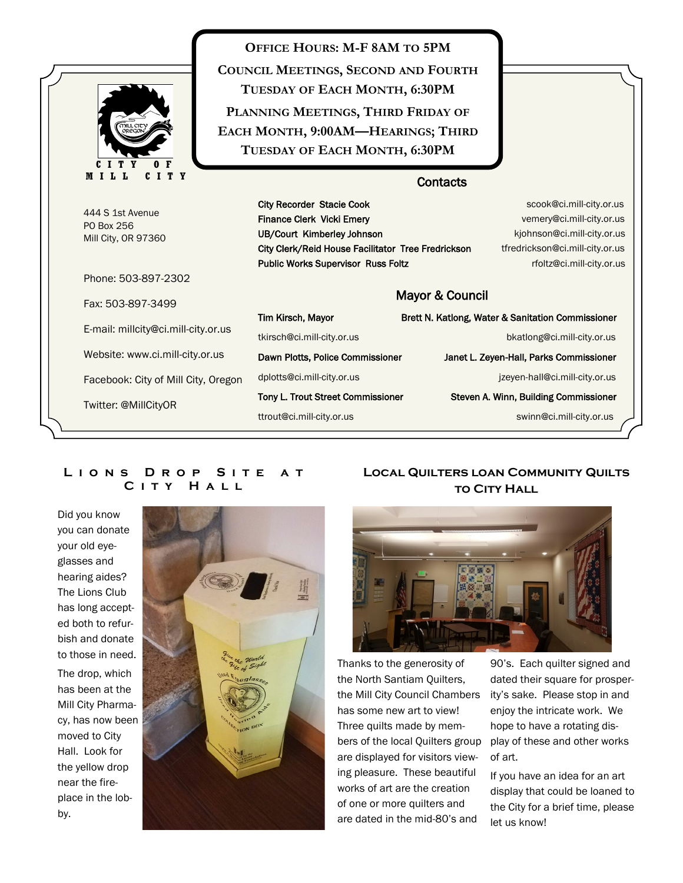**Office Hours: M-F 8AM to 5PM**

**Council Meetings, Second and Fourth Tuesday of Each Month, 6:30PM**

**Planning Meetings, Third Friday of Each Month, 9:00AM—Hearings; Third Tuesday of Each Month, 6:30PM**

CITY OF MILL CITY

444 S 1st Avenue
PO Box 256
Mill City, OR 97360

Phone: 503-897-2302

Fax: 503-897-3499

E-mail: millcity@ci.mill-city.or.us

Website: www.ci.mill-city.or.us

Facebook: City of Mill City, Oregon

Twitter: @MillCityOR

## Contacts

| | |
|---|---|
| City Recorder Stacie Cook | scook@ci.mill-city.or.us |
| Finance Clerk Vicki Emery | vemery@ci.mill-city.or.us |
| UB/Court Kimberley Johnson | kjohnson@ci.mill-city.or.us |
| City Clerk/Reid House Facilitator Tree Fredrickson | tfredrickson@ci.mill-city.or.us |
| Public Works Supervisor Russ Foltz | rfoltz@ci.mill-city.or.us |

## Mayor & Council

**Tim Kirsch, Mayor**
tkirsch@ci.mill-city.or.us

**Brett N. Katlong, Water & Sanitation Commissioner**
bkatlong@ci.mill-city.or.us

**Dawn Plotts, Police Commissioner**
dplotts@ci.mill-city.or.us

**Janet L. Zeyen-Hall, Parks Commissioner**
jzeyen-hall@ci.mill-city.or.us

**Tony L. Trout Street Commissioner**
ttrout@ci.mill-city.or.us

**Steven A. Winn, Building Commissioner**
swinn@ci.mill-city.or.us

## Lions Drop Site at City Hall

Did you know you can donate your old eyeglasses and hearing aides? The Lions Club has long accepted both to refurbish and donate to those in need.

The drop, which has been at the Mill City Pharmacy, has now been moved to City Hall. Look for the yellow drop near the fireplace in the lobby.

## Local Quilters loan Community Quilts to City Hall

Thanks to the generosity of the North Santiam Quilters, the Mill City Council Chambers has some new art to view! Three quilts made by members of the local Quilters group are displayed for visitors viewing pleasure. These beautiful works of art are the creation of one or more quilters and are dated in the mid-80's and 90's. Each quilter signed and dated their square for prosperity's sake. Please stop in and enjoy the intricate work. We hope to have a rotating display of these and other works of art.

If you have an idea for an art display that could be loaned to the City for a brief time, please let us know!